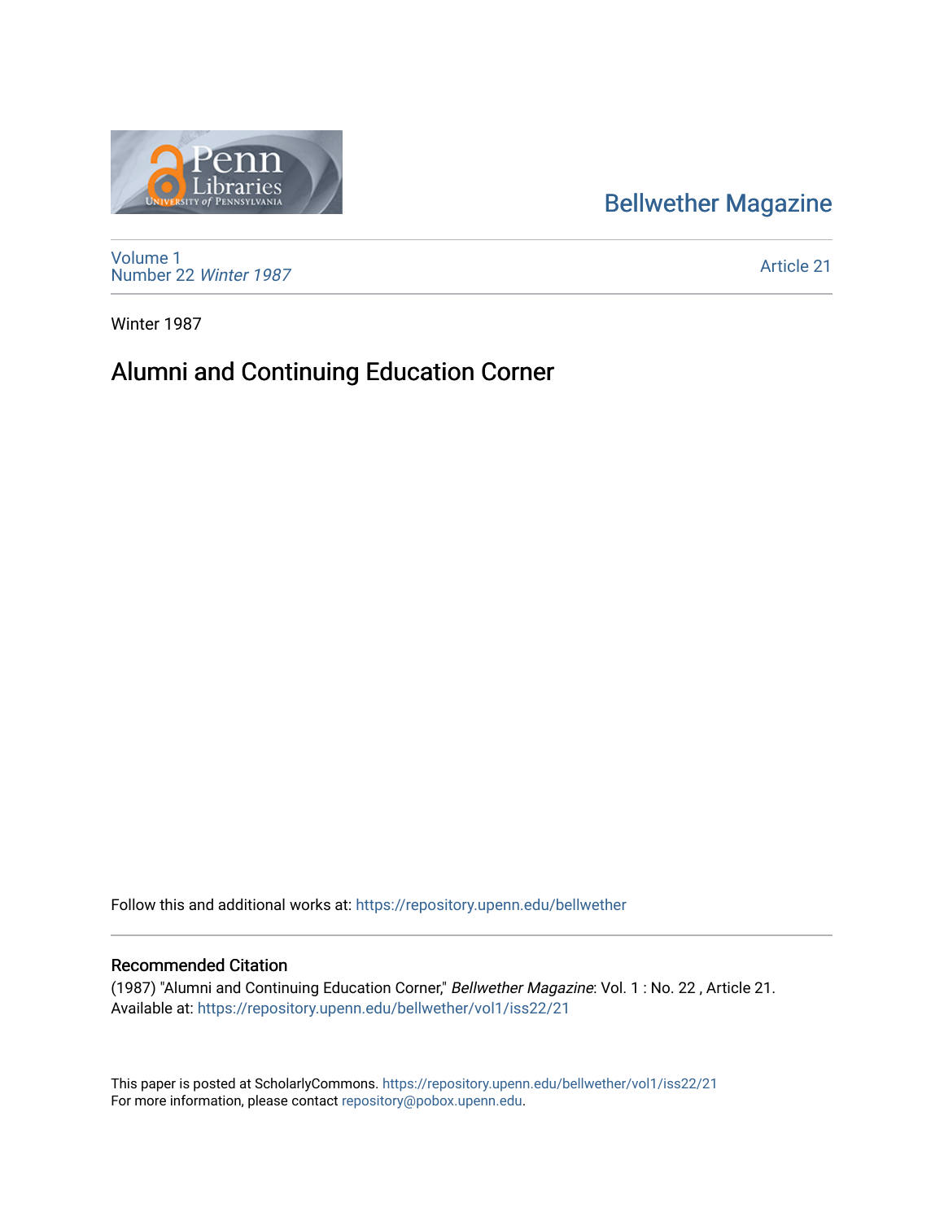Bellwether Magazine

Volume 1
Number 22 *Winter 1987*

Article 21

Winter 1987

# Alumni and Continuing Education Corner

Follow this and additional works at: https://repository.upenn.edu/bellwether

## Recommended Citation

(1987) "Alumni and Continuing Education Corner," *Bellwether Magazine*: Vol. 1 : No. 22 , Article 21.
Available at: https://repository.upenn.edu/bellwether/vol1/iss22/21

This paper is posted at ScholarlyCommons. https://repository.upenn.edu/bellwether/vol1/iss22/21
For more information, please contact repository@pobox.upenn.edu.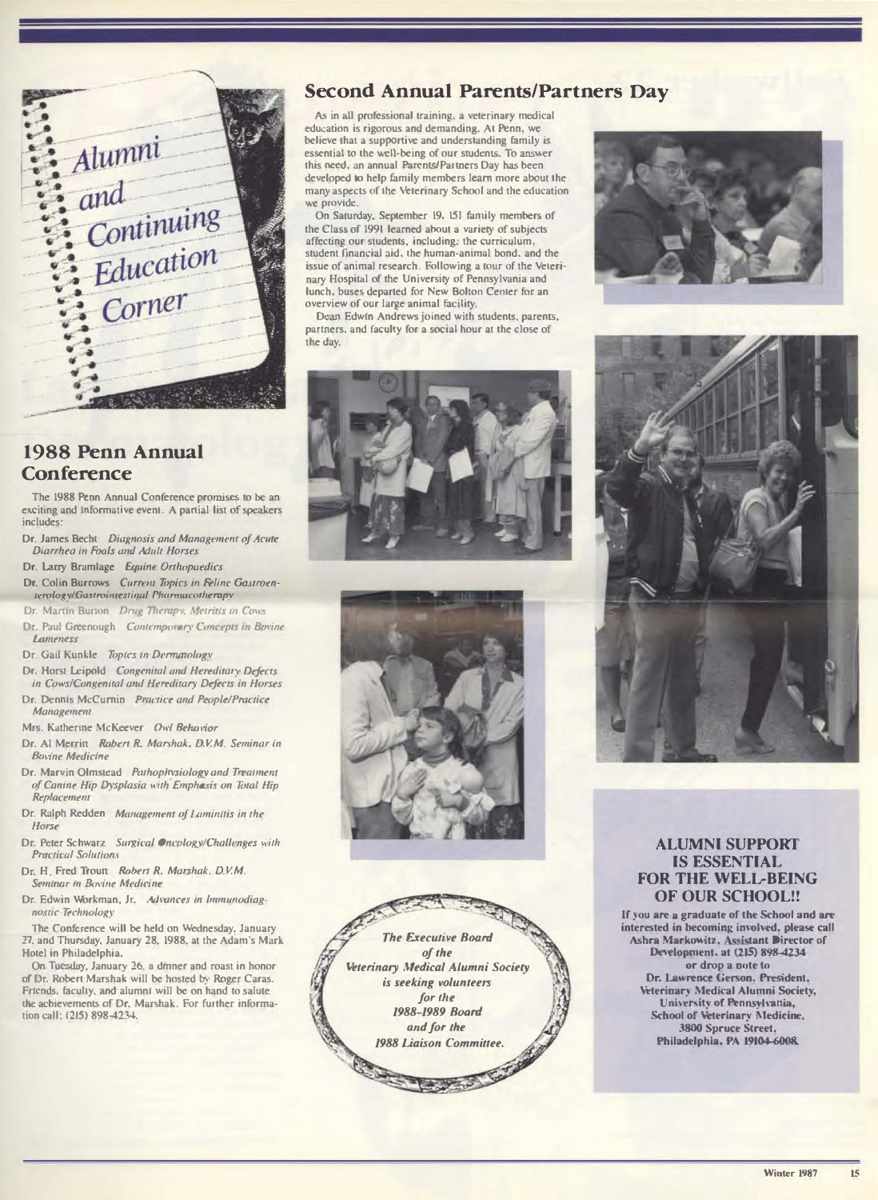# Alumni and Continuing Education Corner

## 1988 Penn Annual Conference

The 1988 Penn Annual Conference promises to be an exciting and informative event. A partial list of speakers includes:

- Dr. James Becht *Diagnosis and Management of Acute Diarrhea in Foals and Adult Horses*
- Dr. Larry Bramlage *Equine Orthopaedics*
- Dr. Colin Burrows *Current Topics in Feline Gastroenterology/Gastrointestinal Pharmacotherapy*
- Dr. Martin Burton *Drug Therapy, Metritis in Cows*
- Dr. Paul Greenough *Contemporary Concepts in Bovine Lameness*
- Dr. Gail Kunkle *Topics in Dermatology*
- Dr. Horst Leipold *Congenital and Hereditary Defects in Cows/Congenital and Hereditary Defects in Horses*
- Dr. Dennis McCurnin *Practice and People/Practice Management*
- Mrs. Katherine McKeever *Owl Behavior*
- Dr. Al Merritt *Robert R. Marshak, D.V.M. Seminar in Bovine Medicine*
- Dr. Marvin Olmstead *Pathophysiology and Treatment of Canine Hip Dysplasia with Emphasis on Total Hip Replacement*
- Dr. Ralph Redden *Management of Laminitis in the Horse*
- Dr. Peter Schwarz *Surgical Oncology/Challenges with Practical Solutions*
- Dr. H. Fred Troutt *Robert R. Marshak, D.V.M. Seminar in Bovine Medicine*
- Dr. Edwin Workman, Jr. *Advances in Immunodiagnostic Technology*

The Conference will be held on Wednesday, January 27, and Thursday, January 28, 1988, at the Adam's Mark Hotel in Philadelphia.

On Tuesday, January 26, a dinner and roast in honor of Dr. Robert Marshak will be hosted by Roger Caras. Friends, faculty, and alumni will be on hand to salute the achievements of Dr. Marshak. For further information call: (215) 898-4234.

## Second Annual Parents/Partners Day

As in all professional training, a veterinary medical education is rigorous and demanding. At Penn, we believe that a supportive and understanding family is essential to the well-being of our students. To answer this need, an annual Parents/Partners Day has been developed to help family members learn more about the many aspects of the Veterinary School and the education we provide.

On Saturday, September 19, 151 family members of the Class of 1991 learned about a variety of subjects affecting our students, including: the curriculum, student financial aid, the human-animal bond, and the issue of animal research. Following a tour of the Veterinary Hospital of the University of Pennsylvania and lunch, buses departed for New Bolton Center for an overview of our large animal facility.

Dean Edwin Andrews joined with students, parents, partners, and faculty for a social hour at the close of the day.

*The Executive Board of the Veterinary Medical Alumni Society is seeking volunteers for the 1988–1989 Board and for the 1988 Liaison Committee.*

### ALUMNI SUPPORT IS ESSENTIAL FOR THE WELL-BEING OF OUR SCHOOL!!

**If you are a graduate of the School and are interested in becoming involved, please call Ashra Markowitz, Assistant Director of Development, at (215) 898-4234 or drop a note to Dr. Lawrence Gerson, President, Veterinary Medical Alumni Society, University of Pennsylvania, School of Veterinary Medicine, 3800 Spruce Street, Philadelphia, PA 19104-6008.**